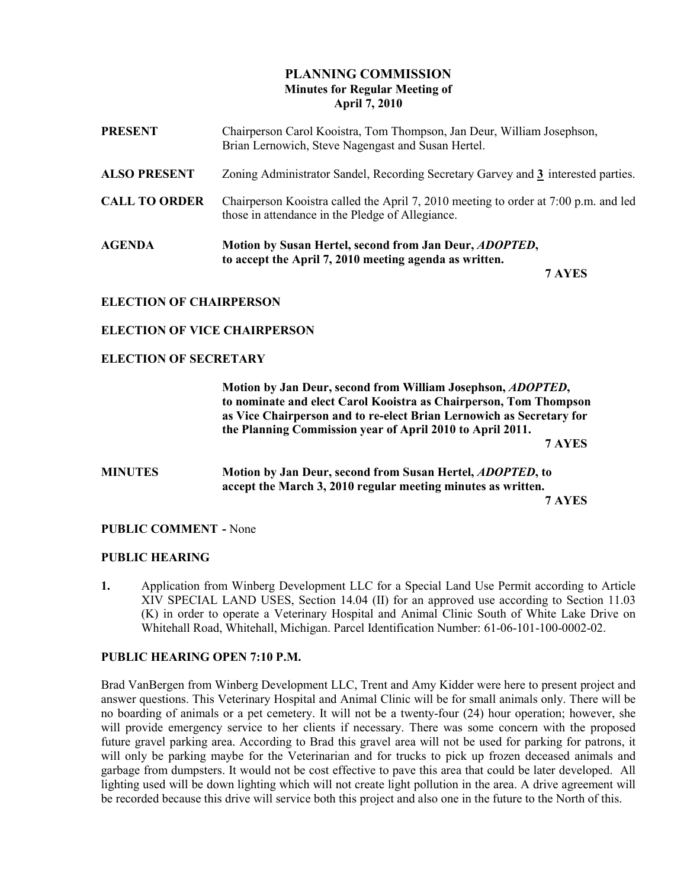# PLANNING COMMISSION
## Minutes for Regular Meeting of
## April 7, 2010

**PRESENT** Chairperson Carol Kooistra, Tom Thompson, Jan Deur, William Josephson, Brian Lernowich, Steve Nagengast and Susan Hertel.

**ALSO PRESENT** Zoning Administrator Sandel, Recording Secretary Garvey and **3** interested parties.

**CALL TO ORDER** Chairperson Kooistra called the April 7, 2010 meeting to order at 7:00 p.m. and led those in attendance in the Pledge of Allegiance.

**AGENDA** **Motion by Susan Hertel, second from Jan Deur, *ADOPTED*, to accept the April 7, 2010 meeting agenda as written.**

**7 AYES**

**ELECTION OF CHAIRPERSON**

**ELECTION OF VICE CHAIRPERSON**

**ELECTION OF SECRETARY**

**Motion by Jan Deur, second from William Josephson, *ADOPTED*, to nominate and elect Carol Kooistra as Chairperson, Tom Thompson as Vice Chairperson and to re-elect Brian Lernowich as Secretary for the Planning Commission year of April 2010 to April 2011.**

**7 AYES**

**MINUTES** **Motion by Jan Deur, second from Susan Hertel, *ADOPTED*, to accept the March 3, 2010 regular meeting minutes as written.**

**7 AYES**

**PUBLIC COMMENT -** None

**PUBLIC HEARING**

**1.** Application from Winberg Development LLC for a Special Land Use Permit according to Article XIV SPECIAL LAND USES, Section 14.04 (II) for an approved use according to Section 11.03 (K) in order to operate a Veterinary Hospital and Animal Clinic South of White Lake Drive on Whitehall Road, Whitehall, Michigan. Parcel Identification Number: 61-06-101-100-0002-02.

**PUBLIC HEARING OPEN 7:10 P.M.**

Brad VanBergen from Winberg Development LLC, Trent and Amy Kidder were here to present project and answer questions. This Veterinary Hospital and Animal Clinic will be for small animals only. There will be no boarding of animals or a pet cemetery. It will not be a twenty-four (24) hour operation; however, she will provide emergency service to her clients if necessary. There was some concern with the proposed future gravel parking area. According to Brad this gravel area will not be used for parking for patrons, it will only be parking maybe for the Veterinarian and for trucks to pick up frozen deceased animals and garbage from dumpsters. It would not be cost effective to pave this area that could be later developed. All lighting used will be down lighting which will not create light pollution in the area. A drive agreement will be recorded because this drive will service both this project and also one in the future to the North of this.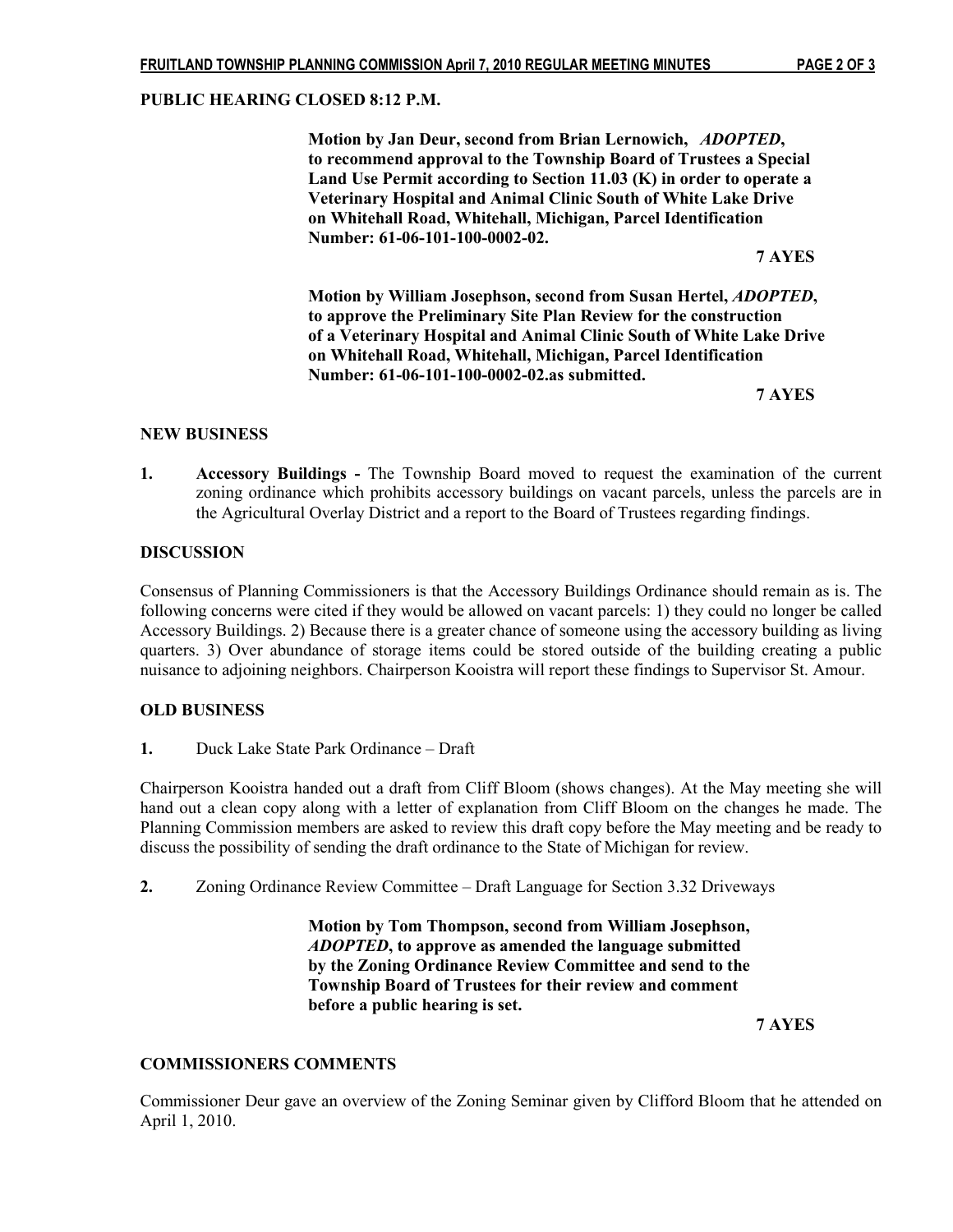**PUBLIC HEARING CLOSED 8:12 P.M.**

**Motion by Jan Deur, second from Brian Lernowich, *ADOPTED*, to recommend approval to the Township Board of Trustees a Special Land Use Permit according to Section 11.03 (K) in order to operate a Veterinary Hospital and Animal Clinic South of White Lake Drive on Whitehall Road, Whitehall, Michigan, Parcel Identification Number: 61-06-101-100-0002-02.**

**7 AYES**

**Motion by William Josephson, second from Susan Hertel, *ADOPTED*, to approve the Preliminary Site Plan Review for the construction of a Veterinary Hospital and Animal Clinic South of White Lake Drive on Whitehall Road, Whitehall, Michigan, Parcel Identification Number: 61-06-101-100-0002-02.as submitted.**

**7 AYES**

## NEW BUSINESS

1. **Accessory Buildings -** The Township Board moved to request the examination of the current zoning ordinance which prohibits accessory buildings on vacant parcels, unless the parcels are in the Agricultural Overlay District and a report to the Board of Trustees regarding findings.

## DISCUSSION

Consensus of Planning Commissioners is that the Accessory Buildings Ordinance should remain as is. The following concerns were cited if they would be allowed on vacant parcels: 1) they could no longer be called Accessory Buildings. 2) Because there is a greater chance of someone using the accessory building as living quarters. 3) Over abundance of storage items could be stored outside of the building creating a public nuisance to adjoining neighbors. Chairperson Kooistra will report these findings to Supervisor St. Amour.

## OLD BUSINESS

1. Duck Lake State Park Ordinance – Draft

Chairperson Kooistra handed out a draft from Cliff Bloom (shows changes). At the May meeting she will hand out a clean copy along with a letter of explanation from Cliff Bloom on the changes he made. The Planning Commission members are asked to review this draft copy before the May meeting and be ready to discuss the possibility of sending the draft ordinance to the State of Michigan for review.

2. Zoning Ordinance Review Committee – Draft Language for Section 3.32 Driveways

**Motion by Tom Thompson, second from William Josephson, *ADOPTED*, to approve as amended the language submitted by the Zoning Ordinance Review Committee and send to the Township Board of Trustees for their review and comment before a public hearing is set.**

**7 AYES**

## COMMISSIONERS COMMENTS

Commissioner Deur gave an overview of the Zoning Seminar given by Clifford Bloom that he attended on April 1, 2010.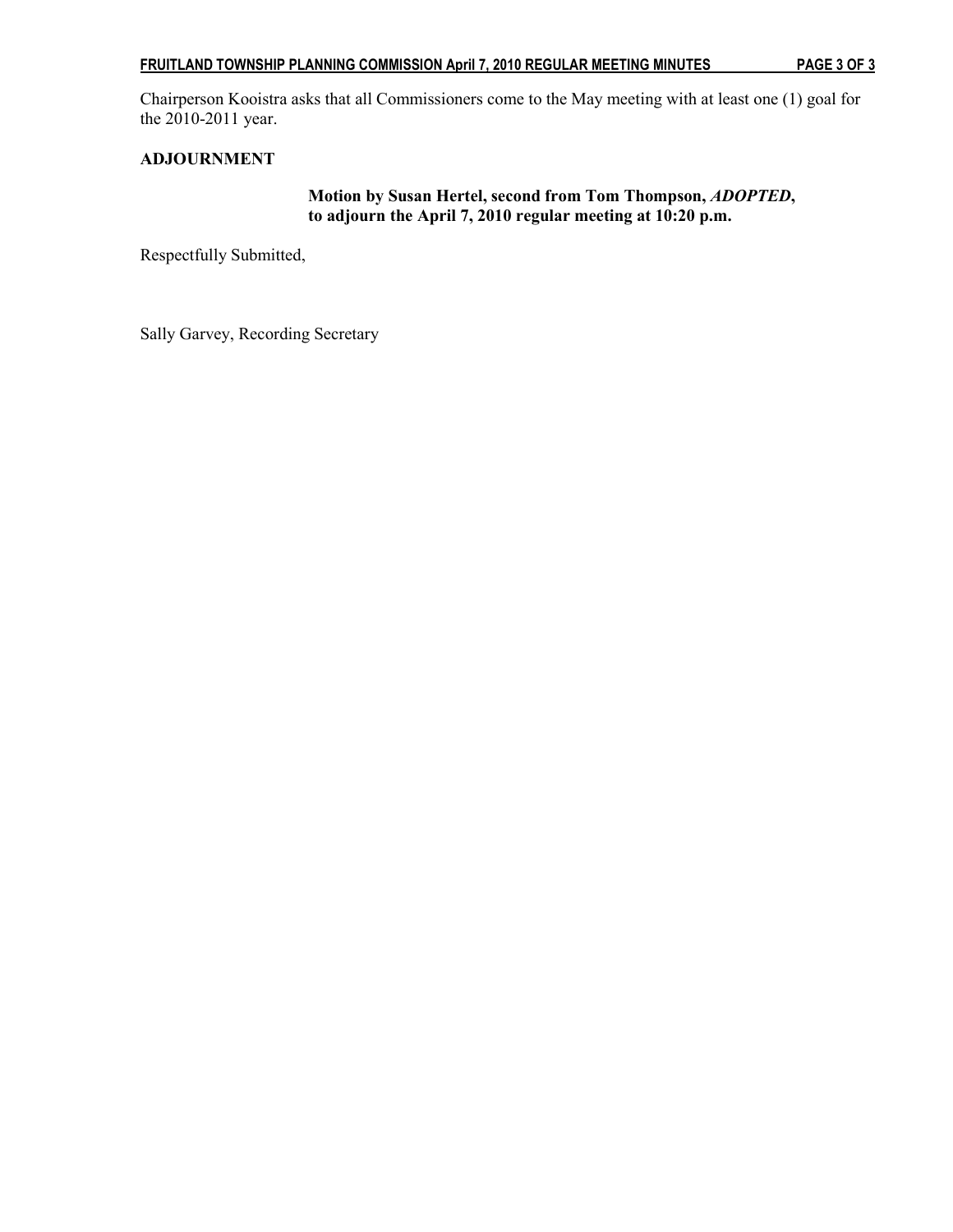Chairperson Kooistra asks that all Commissioners come to the May meeting with at least one (1) goal for the 2010-2011 year.

**ADJOURNMENT**

**Motion by Susan Hertel, second from Tom Thompson, *ADOPTED*, to adjourn the April 7, 2010 regular meeting at 10:20 p.m.**

Respectfully Submitted,

Sally Garvey, Recording Secretary